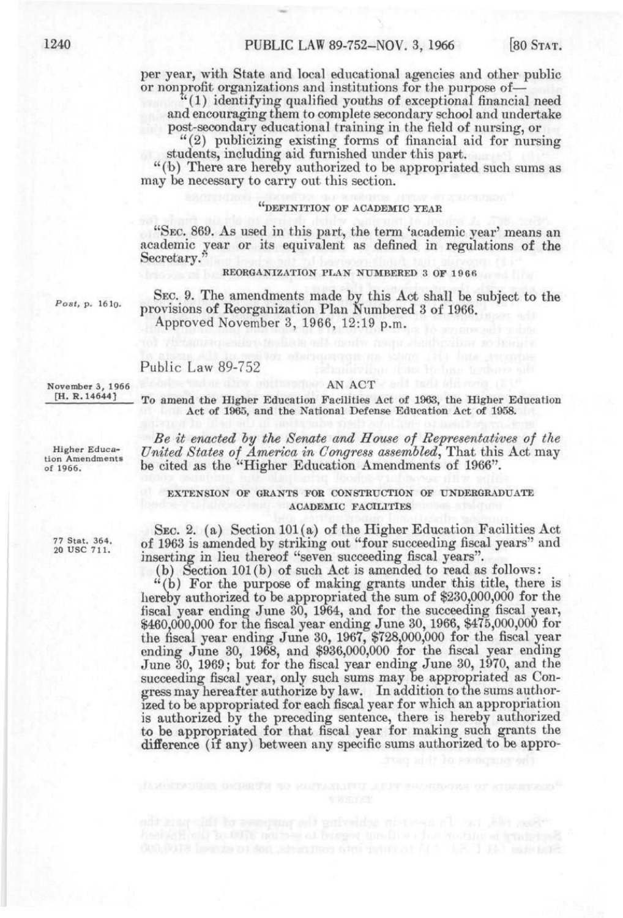per year, with State and local educational agencies and other public or nonprofit organizations and institutions for the purpose of—

"(1) identifying qualified youths of exceptional financial need and encouraging them to complete secondary school and undertake post-secondary educational training in the field of nursing, or

"(2) publicizing existing forms of financial aid for nursing students, including aid furnished under this part.

"(b) There are hereby authorized to be appropriated such sums as may be necessary to carry out this section.

"DEFINITION OF ACADEMIC YEAR

"SEC. 869. As used in this part, the term 'academic year' means an academic year or its equivalent as defined in regulations of the Secretary."

REORGANIZATION PLAN NUMBERED 3 OF 1966

Post, p. 1610.

SEC. 9. The amendments made by this Act shall be subject to the provisions of Reorganization Plan Numbered 3 of 1966.

Approved November 3, 1966, 12:19 p.m.

Public Law 89-752

November 3, 1966
[H. R. 14644]

AN ACT

To amend the Higher Education Facilities Act of 1963, the Higher Education Act of 1965, and the National Defense Education Act of 1958.

Higher Education Amendments of 1966.

*Be it enacted by the Senate and House of Representatives of the United States of America in Congress assembled*, That this Act may be cited as the "Higher Education Amendments of 1966".

EXTENSION OF GRANTS FOR CONSTRUCTION OF UNDERGRADUATE ACADEMIC FACILITIES

77 Stat. 364.
20 USC 711.

SEC. 2. (a) Section 101(a) of the Higher Education Facilities Act of 1963 is amended by striking out "four succeeding fiscal years" and inserting in lieu thereof "seven succeeding fiscal years".

(b) Section 101(b) of such Act is amended to read as follows:

"(b) For the purpose of making grants under this title, there is hereby authorized to be appropriated the sum of $230,000,000 for the fiscal year ending June 30, 1964, and for the succeeding fiscal year, $460,000,000 for the fiscal year ending June 30, 1966, $475,000,000 for the fiscal year ending June 30, 1967, $728,000,000 for the fiscal year ending June 30, 1968, and $936,000,000 for the fiscal year ending June 30, 1969; but for the fiscal year ending June 30, 1970, and the succeeding fiscal year, only such sums may be appropriated as Congress may hereafter authorize by law. In addition to the sums authorized to be appropriated for each fiscal year for which an appropriation is authorized by the preceding sentence, there is hereby authorized to be appropriated for that fiscal year for making such grants the difference (if any) between any specific sums authorized to be appro-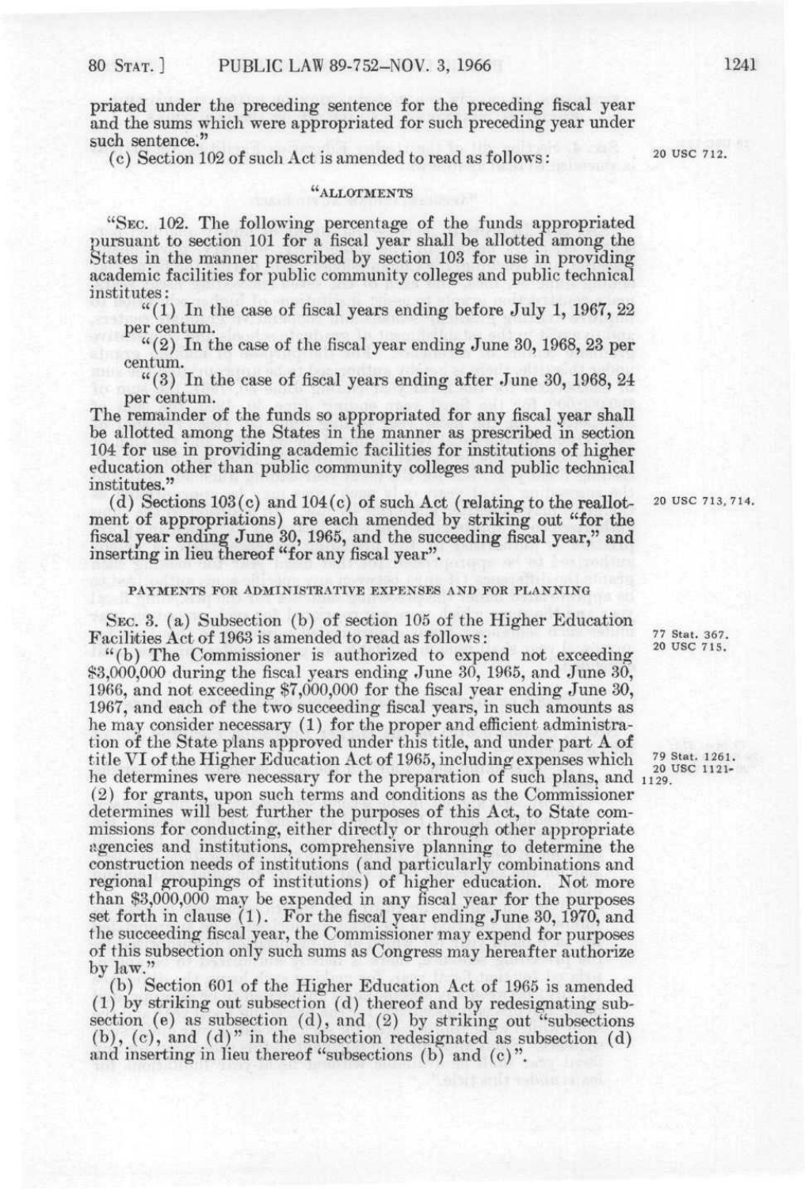priated under the preceding sentence for the preceding fiscal year and the sums which were appropriated for such preceding year under such sentence."

(c) Section 102 of such Act is amended to read as follows:

20 USC 712.

"ALLOTMENTS

"SEC. 102. The following percentage of the funds appropriated pursuant to section 101 for a fiscal year shall be allotted among the States in the manner prescribed by section 103 for use in providing academic facilities for public community colleges and public technical institutes:

"(1) In the case of fiscal years ending before July 1, 1967, 22 per centum.

"(2) In the case of the fiscal year ending June 30, 1968, 23 per centum.

"(3) In the case of fiscal years ending after June 30, 1968, 24 per centum.

The remainder of the funds so appropriated for any fiscal year shall be allotted among the States in the manner as prescribed in section 104 for use in providing academic facilities for institutions of higher education other than public community colleges and public technical institutes."

(d) Sections 103(c) and 104(c) of such Act (relating to the reallotment of appropriations) are each amended by striking out "for the fiscal year ending June 30, 1965, and the succeeding fiscal year," and inserting in lieu thereof "for any fiscal year".

20 USC 713, 714.

PAYMENTS FOR ADMINISTRATIVE EXPENSES AND FOR PLANNING

SEC. 3. (a) Subsection (b) of section 105 of the Higher Education Facilities Act of 1963 is amended to read as follows:

77 Stat. 367.
20 USC 715.

"(b) The Commissioner is authorized to expend not exceeding $3,000,000 during the fiscal years ending June 30, 1965, and June 30, 1966, and not exceeding $7,000,000 for the fiscal year ending June 30, 1967, and each of the two succeeding fiscal years, in such amounts as he may consider necessary (1) for the proper and efficient administration of the State plans approved under this title, and under part A of title VI of the Higher Education Act of 1965, including expenses which he determines were necessary for the preparation of such plans, and (2) for grants, upon such terms and conditions as the Commissioner determines will best further the purposes of this Act, to State commissions for conducting, either directly or through other appropriate agencies and institutions, comprehensive planning to determine the construction needs of institutions (and particularly combinations and regional groupings of institutions) of higher education. Not more than $3,000,000 may be expended in any fiscal year for the purposes set forth in clause (1). For the fiscal year ending June 30, 1970, and the succeeding fiscal year, the Commissioner may expend for purposes of this subsection only such sums as Congress may hereafter authorize by law."

79 Stat. 1261.
20 USC 1121-1129.

(b) Section 601 of the Higher Education Act of 1965 is amended (1) by striking out subsection (d) thereof and by redesignating subsection (e) as subsection (d), and (2) by striking out "subsections (b), (c), and (d)" in the subsection redesignated as subsection (d) and inserting in lieu thereof "subsections (b) and (c)".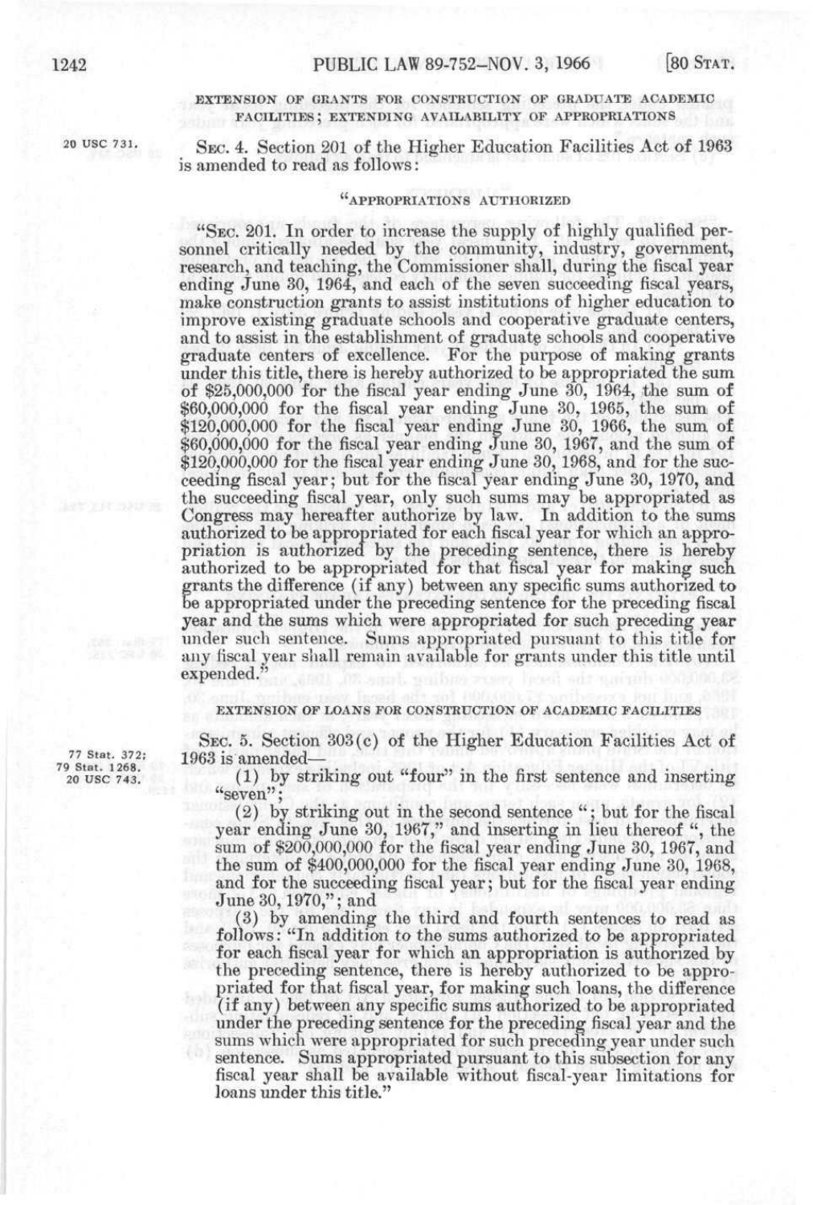EXTENSION OF GRANTS FOR CONSTRUCTION OF GRADUATE ACADEMIC FACILITIES; EXTENDING AVAILABILITY OF APPROPRIATIONS

20 USC 731.

SEC. 4. Section 201 of the Higher Education Facilities Act of 1963 is amended to read as follows:

"APPROPRIATIONS AUTHORIZED

"SEC. 201. In order to increase the supply of highly qualified personnel critically needed by the community, industry, government, research, and teaching, the Commissioner shall, during the fiscal year ending June 30, 1964, and each of the seven succeeding fiscal years, make construction grants to assist institutions of higher education to improve existing graduate schools and cooperative graduate centers, and to assist in the establishment of graduate schools and cooperative graduate centers of excellence. For the purpose of making grants under this title, there is hereby authorized to be appropriated the sum of $25,000,000 for the fiscal year ending June 30, 1964, the sum of $60,000,000 for the fiscal year ending June 30, 1965, the sum of $120,000,000 for the fiscal year ending June 30, 1966, the sum of $60,000,000 for the fiscal year ending June 30, 1967, and the sum of $120,000,000 for the fiscal year ending June 30, 1968, and for the succeeding fiscal year; but for the fiscal year ending June 30, 1970, and the succeeding fiscal year, only such sums may be appropriated as Congress may hereafter authorize by law. In addition to the sums authorized to be appropriated for each fiscal year for which an appropriation is authorized by the preceding sentence, there is hereby authorized to be appropriated for that fiscal year for making such grants the difference (if any) between any specific sums authorized to be appropriated under the preceding sentence for the preceding fiscal year and the sums which were appropriated for such preceding year under such sentence. Sums appropriated pursuant to this title for any fiscal year shall remain available for grants under this title until expended."

EXTENSION OF LOANS FOR CONSTRUCTION OF ACADEMIC FACILITIES

77 Stat. 372; 79 Stat. 1268. 20 USC 743.

SEC. 5. Section 303(c) of the Higher Education Facilities Act of 1963 is amended—

(1) by striking out "four" in the first sentence and inserting "seven";

(2) by striking out in the second sentence "; but for the fiscal year ending June 30, 1967," and inserting in lieu thereof ", the sum of $200,000,000 for the fiscal year ending June 30, 1967, and the sum of $400,000,000 for the fiscal year ending June 30, 1968, and for the succeeding fiscal year; but for the fiscal year ending June 30, 1970,"; and

(3) by amending the third and fourth sentences to read as follows: "In addition to the sums authorized to be appropriated for each fiscal year for which an appropriation is authorized by the preceding sentence, there is hereby authorized to be appropriated for that fiscal year, for making such loans, the difference (if any) between any specific sums authorized to be appropriated under the preceding sentence for the preceding fiscal year and the sums which were appropriated for such preceding year under such sentence. Sums appropriated pursuant to this subsection for any fiscal year shall be available without fiscal-year limitations for loans under this title."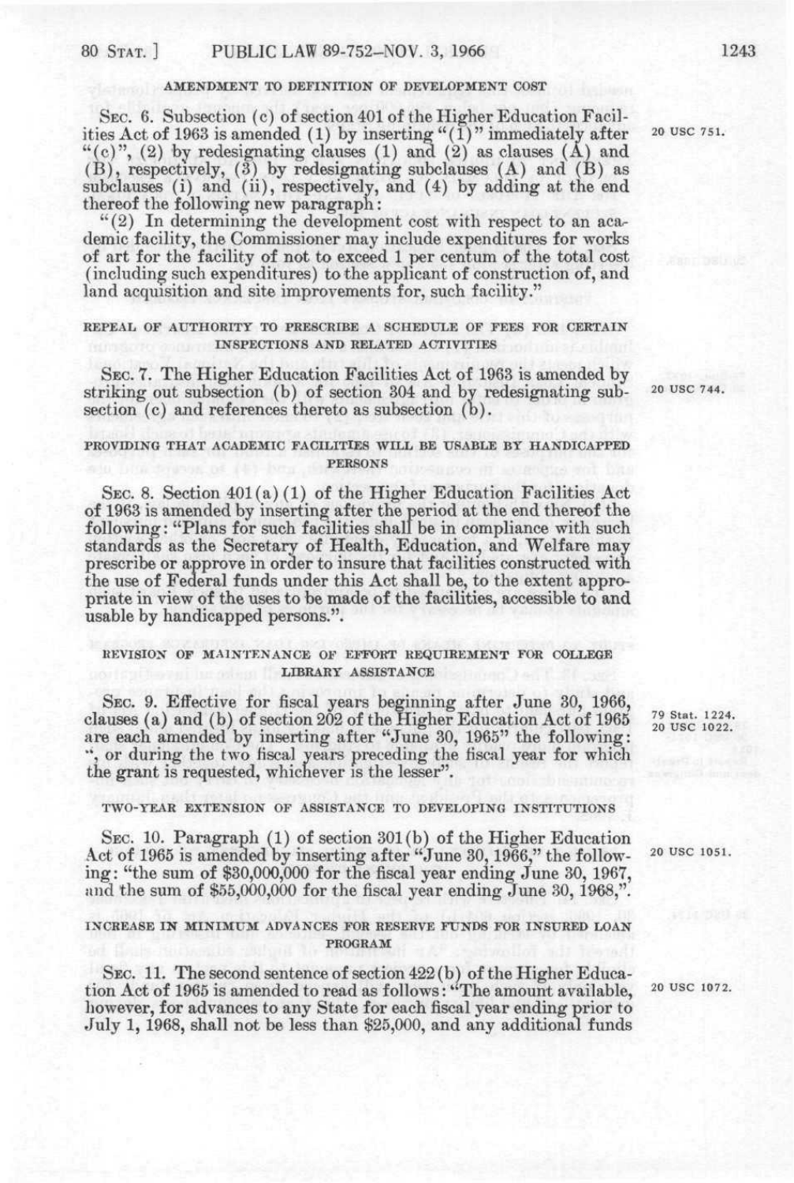AMENDMENT TO DEFINITION OF DEVELOPMENT COST

SEC. 6. Subsection (c) of section 401 of the Higher Education Facilities Act of 1963 is amended (1) by inserting "(1)" immediately after "(c)", (2) by redesignating clauses (1) and (2) as clauses (A) and (B), respectively, (3) by redesignating subclauses (A) and (B) as subclauses (i) and (ii), respectively, and (4) by adding at the end thereof the following new paragraph:

20 USC 751.

"(2) In determining the development cost with respect to an academic facility, the Commissioner may include expenditures for works of art for the facility of not to exceed 1 per centum of the total cost (including such expenditures) to the applicant of construction of, and land acquisition and site improvements for, such facility."

REPEAL OF AUTHORITY TO PRESCRIBE A SCHEDULE OF FEES FOR CERTAIN INSPECTIONS AND RELATED ACTIVITIES

SEC. 7. The Higher Education Facilities Act of 1963 is amended by striking out subsection (b) of section 304 and by redesignating subsection (c) and references thereto as subsection (b).

20 USC 744.

PROVIDING THAT ACADEMIC FACILITIES WILL BE USABLE BY HANDICAPPED PERSONS

SEC. 8. Section 401(a)(1) of the Higher Education Facilities Act of 1963 is amended by inserting after the period at the end thereof the following: "Plans for such facilities shall be in compliance with such standards as the Secretary of Health, Education, and Welfare may prescribe or approve in order to insure that facilities constructed with the use of Federal funds under this Act shall be, to the extent appropriate in view of the uses to be made of the facilities, accessible to and usable by handicapped persons.".

REVISION OF MAINTENANCE OF EFFORT REQUIREMENT FOR COLLEGE LIBRARY ASSISTANCE

SEC. 9. Effective for fiscal years beginning after June 30, 1966, clauses (a) and (b) of section 202 of the Higher Education Act of 1965 are each amended by inserting after "June 30, 1965" the following: ", or during the two fiscal years preceding the fiscal year for which the grant is requested, whichever is the lesser".

79 Stat. 1224.
20 USC 1022.

TWO-YEAR EXTENSION OF ASSISTANCE TO DEVELOPING INSTITUTIONS

SEC. 10. Paragraph (1) of section 301(b) of the Higher Education Act of 1965 is amended by inserting after "June 30, 1966," the following: "the sum of $30,000,000 for the fiscal year ending June 30, 1967, and the sum of $55,000,000 for the fiscal year ending June 30, 1968,".

20 USC 1051.

INCREASE IN MINIMUM ADVANCES FOR RESERVE FUNDS FOR INSURED LOAN PROGRAM

SEC. 11. The second sentence of section 422(b) of the Higher Education Act of 1965 is amended to read as follows: "The amount available, however, for advances to any State for each fiscal year ending prior to July 1, 1968, shall not be less than $25,000, and any additional funds

20 USC 1072.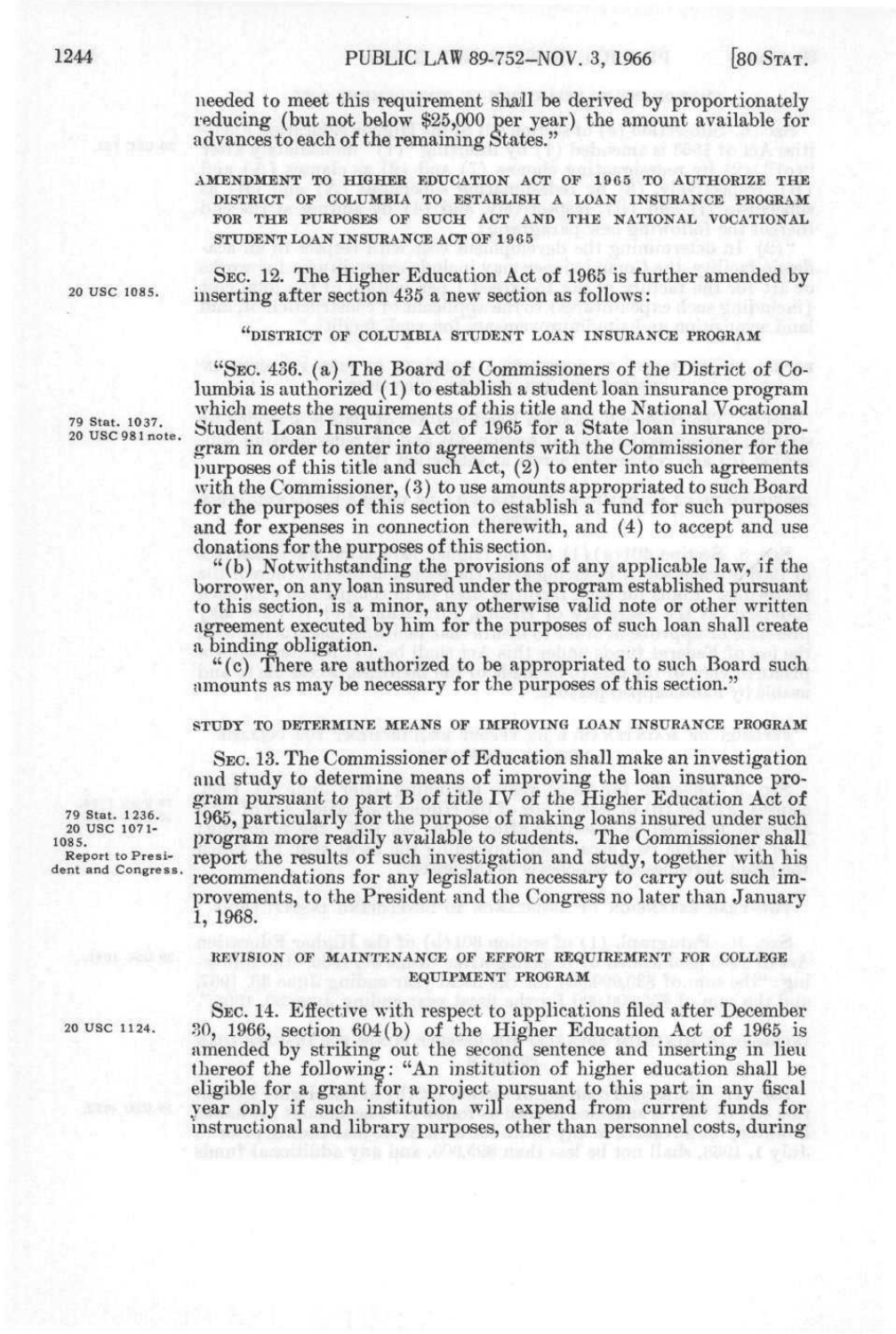needed to meet this requirement shall be derived by proportionately reducing (but not below $25,000 per year) the amount available for advances to each of the remaining States."

AMENDMENT TO HIGHER EDUCATION ACT OF 1965 TO AUTHORIZE THE DISTRICT OF COLUMBIA TO ESTABLISH A LOAN INSURANCE PROGRAM FOR THE PURPOSES OF SUCH ACT AND THE NATIONAL VOCATIONAL STUDENT LOAN INSURANCE ACT OF 1965

20 USC 1085.

SEC. 12. The Higher Education Act of 1965 is further amended by inserting after section 435 a new section as follows:

"DISTRICT OF COLUMBIA STUDENT LOAN INSURANCE PROGRAM

79 Stat. 1037.
20 USC 981 note.

"SEC. 436. (a) The Board of Commissioners of the District of Columbia is authorized (1) to establish a student loan insurance program which meets the requirements of this title and the National Vocational Student Loan Insurance Act of 1965 for a State loan insurance program in order to enter into agreements with the Commissioner for the purposes of this title and such Act, (2) to enter into such agreements with the Commissioner, (3) to use amounts appropriated to such Board for the purposes of this section to establish a fund for such purposes and for expenses in connection therewith, and (4) to accept and use donations for the purposes of this section.

"(b) Notwithstanding the provisions of any applicable law, if the borrower, on any loan insured under the program established pursuant to this section, is a minor, any otherwise valid note or other written agreement executed by him for the purposes of such loan shall create a binding obligation.

"(c) There are authorized to be appropriated to such Board such amounts as may be necessary for the purposes of this section."

STUDY TO DETERMINE MEANS OF IMPROVING LOAN INSURANCE PROGRAM

79 Stat. 1236.
20 USC 1071-1085.
Report to President and Congress.

SEC. 13. The Commissioner of Education shall make an investigation and study to determine means of improving the loan insurance program pursuant to part B of title IV of the Higher Education Act of 1965, particularly for the purpose of making loans insured under such program more readily available to students. The Commissioner shall report the results of such investigation and study, together with his recommendations for any legislation necessary to carry out such improvements, to the President and the Congress no later than January 1, 1968.

REVISION OF MAINTENANCE OF EFFORT REQUIREMENT FOR COLLEGE EQUIPMENT PROGRAM

20 USC 1124.

SEC. 14. Effective with respect to applications filed after December 30, 1966, section 604(b) of the Higher Education Act of 1965 is amended by striking out the second sentence and inserting in lieu thereof the following: "An institution of higher education shall be eligible for a grant for a project pursuant to this part in any fiscal year only if such institution will expend from current funds for instructional and library purposes, other than personnel costs, during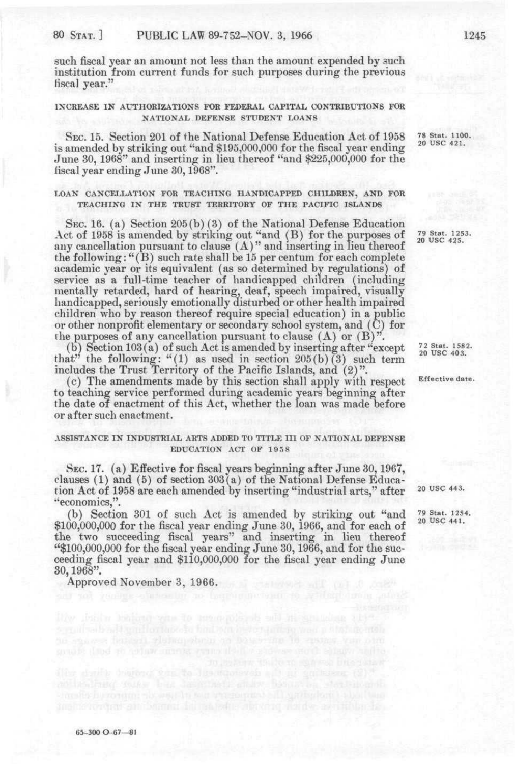such fiscal year an amount not less than the amount expended by such institution from current funds for such purposes during the previous fiscal year."

INCREASE IN AUTHORIZATIONS FOR FEDERAL CAPITAL CONTRIBUTIONS FOR NATIONAL DEFENSE STUDENT LOANS

SEC. 15. Section 201 of the National Defense Education Act of 1958 is amended by striking out "and $195,000,000 for the fiscal year ending June 30, 1968" and inserting in lieu thereof "and $225,000,000 for the fiscal year ending June 30, 1968".

78 Stat. 1100.
20 USC 421.

LOAN CANCELLATION FOR TEACHING HANDICAPPED CHILDREN, AND FOR TEACHING IN THE TRUST TERRITORY OF THE PACIFIC ISLANDS

SEC. 16. (a) Section 205(b)(3) of the National Defense Education Act of 1958 is amended by striking out "and (B) for the purposes of any cancellation pursuant to clause (A)" and inserting in lieu thereof the following: "(B) such rate shall be 15 per centum for each complete academic year or its equivalent (as so determined by regulations) of service as a full-time teacher of handicapped children (including mentally retarded, hard of hearing, deaf, speech impaired, visually handicapped, seriously emotionally disturbed or other health impaired children who by reason thereof require special education) in a public or other nonprofit elementary or secondary school system, and (C) for the purposes of any cancellation pursuant to clause (A) or (B)".

79 Stat. 1253.
20 USC 425.

(b) Section 103(a) of such Act is amended by inserting after "except that" the following: "(1) as used in section 205(b)(3) such term includes the Trust Territory of the Pacific Islands, and (2)".

72 Stat. 1582.
20 USC 403.

(c) The amendments made by this section shall apply with respect to teaching service performed during academic years beginning after the date of enactment of this Act, whether the loan was made before or after such enactment.

Effective date.

ASSISTANCE IN INDUSTRIAL ARTS ADDED TO TITLE III OF NATIONAL DEFENSE EDUCATION ACT OF 1958

SEC. 17. (a) Effective for fiscal years beginning after June 30, 1967, clauses (1) and (5) of section 303(a) of the National Defense Education Act of 1958 are each amended by inserting "industrial arts," after "economics,".

20 USC 443.

(b) Section 301 of such Act is amended by striking out "and $100,000,000 for the fiscal year ending June 30, 1966, and for each of the two succeeding fiscal years" and inserting in lieu thereof "$100,000,000 for the fiscal year ending June 30, 1966, and for the succeeding fiscal year and $110,000,000 for the fiscal year ending June 30, 1968".

79 Stat. 1254.
20 USC 441.

Approved November 3, 1966.